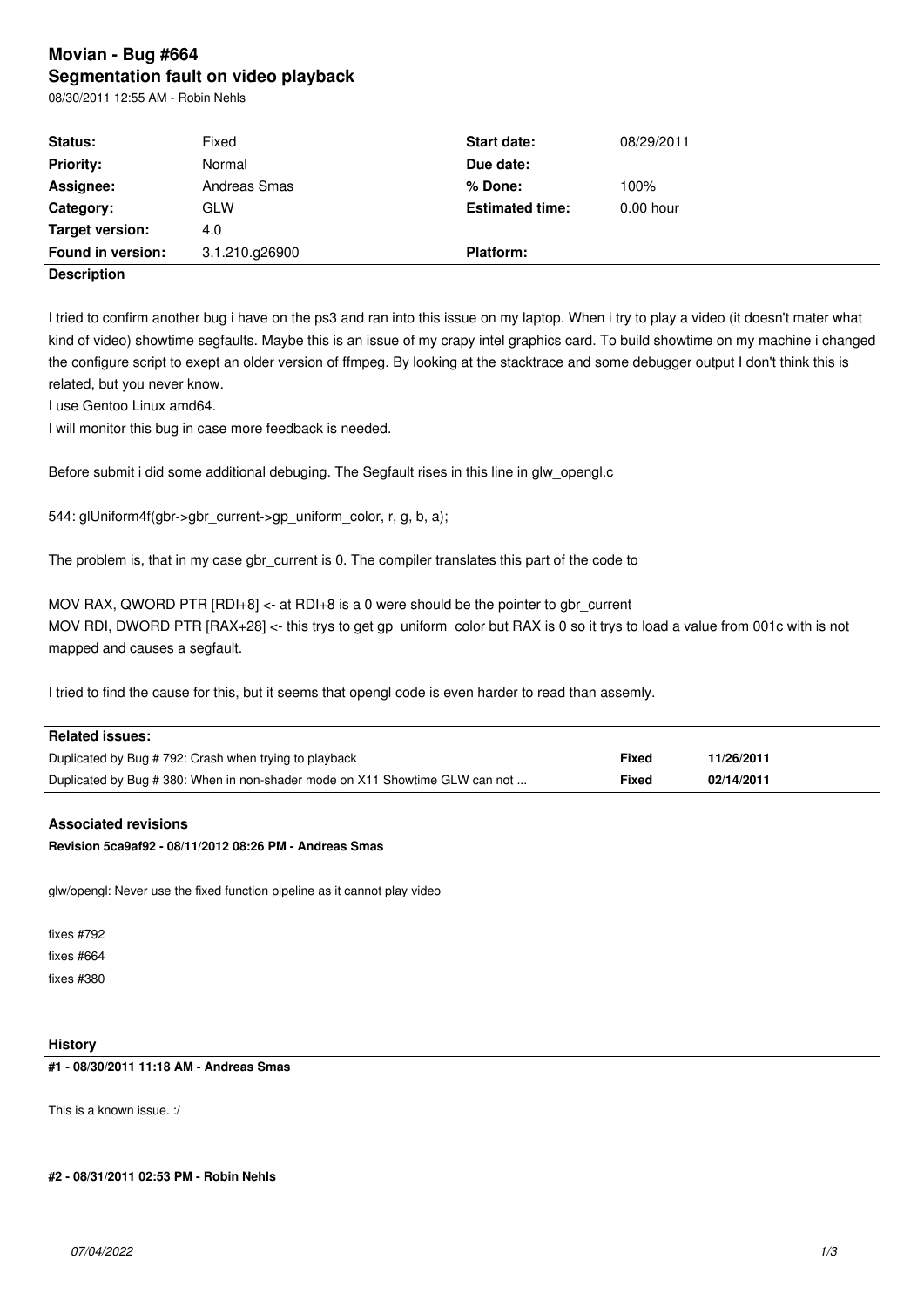# Movian - Bug #664

## Segmentation fault on video playback

08/30/2011 12:55 AM - Robin Nehls

| Status: | Fixed | Start date: | 08/29/2011 |
|---|---|---|---|
| Priority: | Normal | Due date: | |
| Assignee: | Andreas Smas | % Done: | 100% |
| Category: | GLW | Estimated time: | 0.00 hour |
| Target version: | 4.0 | | |
| Found in version: | 3.1.210.g26900 | Platform: | |

**Description**

I tried to confirm another bug i have on the ps3 and ran into this issue on my laptop. When i try to play a video (it doesn't mater what kind of video) showtime segfaults. Maybe this is an issue of my crapy intel graphics card. To build showtime on my machine i changed the configure script to exept an older version of ffmpeg. By looking at the stacktrace and some debugger output I don't think this is related, but you never know.
I use Gentoo Linux amd64.
I will monitor this bug in case more feedback is needed.

Before submit i did some additional debuging. The Segfault rises in this line in glw_opengl.c

544: glUniform4f(gbr->gbr_current->gp_uniform_color, r, g, b, a);

The problem is, that in my case gbr_current is 0. The compiler translates this part of the code to

MOV RAX, QWORD PTR [RDI+8] <- at RDI+8 is a 0 were should be the pointer to gbr_current
MOV RDI, DWORD PTR [RAX+28] <- this trys to get gp_uniform_color but RAX is 0 so it trys to load a value from 001c with is not mapped and causes a segfault.

I tried to find the cause for this, but it seems that opengl code is even harder to read than assemly.

**Related issues:**

| | | |
|---|---|---|
| Duplicated by Bug # 792: Crash when trying to playback | Fixed | 11/26/2011 |
| Duplicated by Bug # 380: When in non-shader mode on X11 Showtime GLW can not ... | Fixed | 02/14/2011 |

### Associated revisions

**Revision 5ca9af92 - 08/11/2012 08:26 PM - Andreas Smas**

glw/opengl: Never use the fixed function pipeline as it cannot play video

fixes #792
fixes #664
fixes #380

### History

**#1 - 08/30/2011 11:18 AM - Andreas Smas**

This is a known issue. :/

**#2 - 08/31/2011 02:53 PM - Robin Nehls**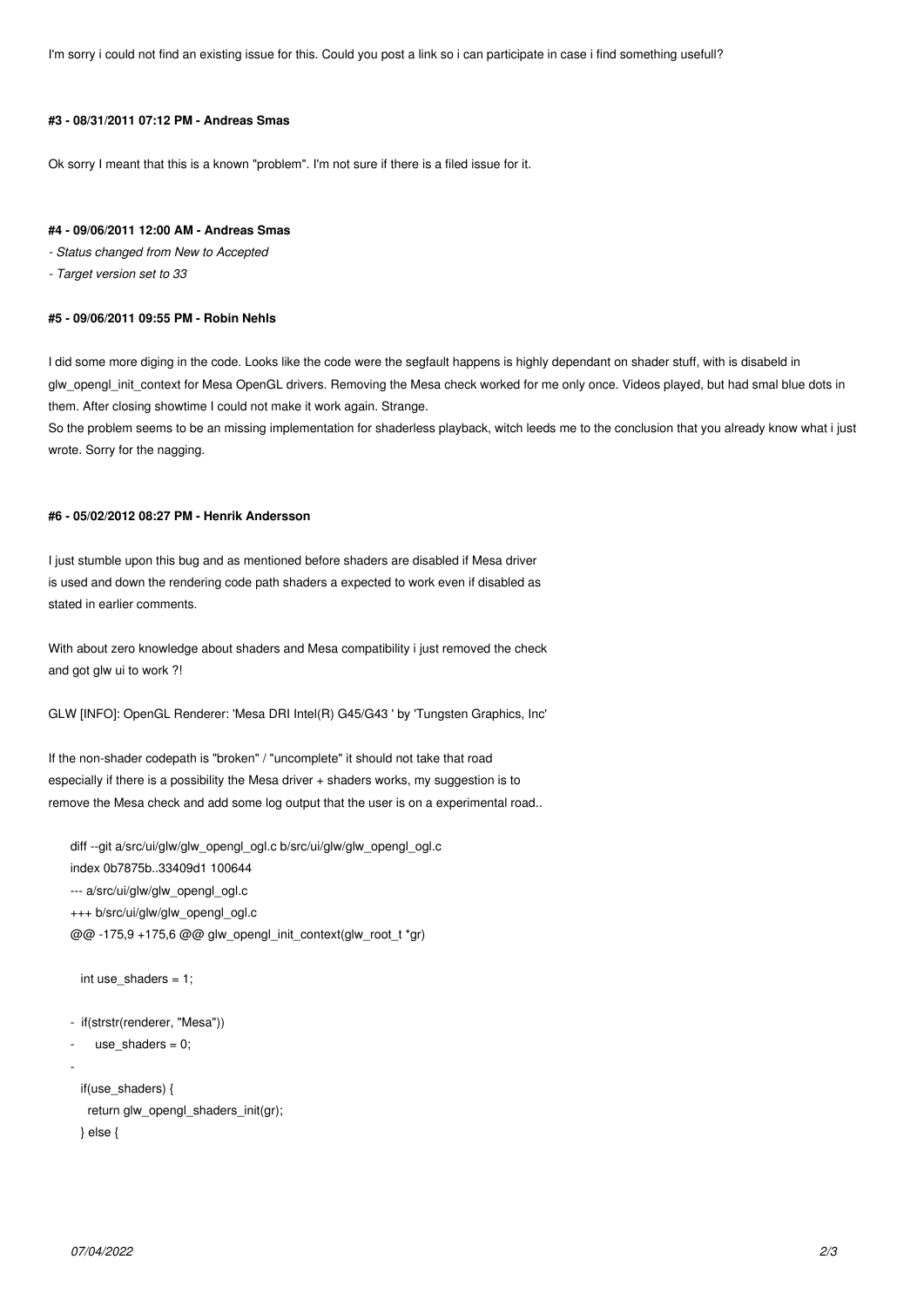I'm sorry i could not find an existing issue for this. Could you post a link so i can participate in case i find something usefull?

#### #3 - 08/31/2011 07:12 PM - Andreas Smas

Ok sorry I meant that this is a known "problem". I'm not sure if there is a filed issue for it.

#### #4 - 09/06/2011 12:00 AM - Andreas Smas

*- Status changed from New to Accepted*

*- Target version set to 33*

#### #5 - 09/06/2011 09:55 PM - Robin Nehls

I did some more diging in the code. Looks like the code were the segfault happens is highly dependant on shader stuff, with is disabeld in glw_opengl_init_context for Mesa OpenGL drivers. Removing the Mesa check worked for me only once. Videos played, but had smal blue dots in them. After closing showtime I could not make it work again. Strange.
So the problem seems to be an missing implementation for shaderless playback, witch leeds me to the conclusion that you already know what i just wrote. Sorry for the nagging.

#### #6 - 05/02/2012 08:27 PM - Henrik Andersson

I just stumble upon this bug and as mentioned before shaders are disabled if Mesa driver
is used and down the rendering code path shaders a expected to work even if disabled as
stated in earlier comments.

With about zero knowledge about shaders and Mesa compatibility i just removed the check
and got glw ui to work ?!

GLW [INFO]: OpenGL Renderer: 'Mesa DRI Intel(R) G45/G43 ' by 'Tungsten Graphics, Inc'

If the non-shader codepath is "broken" / "uncomplete" it should not take that road
especially if there is a possibility the Mesa driver + shaders works, my suggestion is to
remove the Mesa check and add some log output that the user is on a experimental road..

```
diff --git a/src/ui/glw/glw_opengl_ogl.c b/src/ui/glw/glw_opengl_ogl.c
index 0b7875b..33409d1 100644
--- a/src/ui/glw/glw_opengl_ogl.c
+++ b/src/ui/glw/glw_opengl_ogl.c
@@ -175,9 +175,6 @@ glw_opengl_init_context(glw_root_t *gr)

  int use_shaders = 1;

-  if(strstr(renderer, "Mesa"))
-     use_shaders = 0;
-
  if(use_shaders) {
    return glw_opengl_shaders_init(gr);
  } else {
```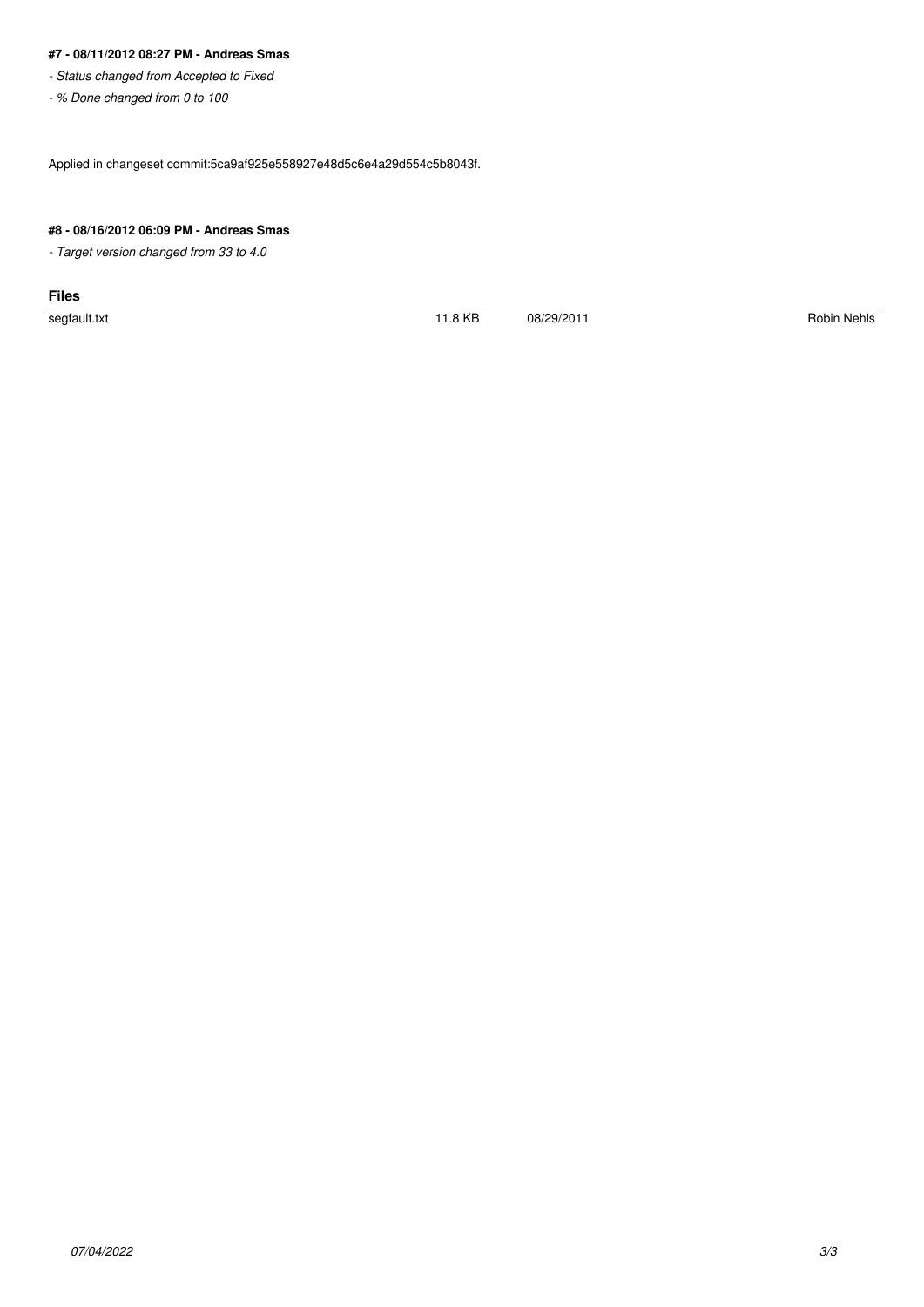#### #7 - 08/11/2012 08:27 PM - Andreas Smas

- *Status changed from Accepted to Fixed*
- *% Done changed from 0 to 100*

Applied in changeset commit:5ca9af925e558927e48d5c6e4a29d554c5b8043f.

#### #8 - 08/16/2012 06:09 PM - Andreas Smas

- *Target version changed from 33 to 4.0*

#### Files

| | | | |
|---|---|---|---|
| segfault.txt | 11.8 KB | 08/29/2011 | Robin Nehls |